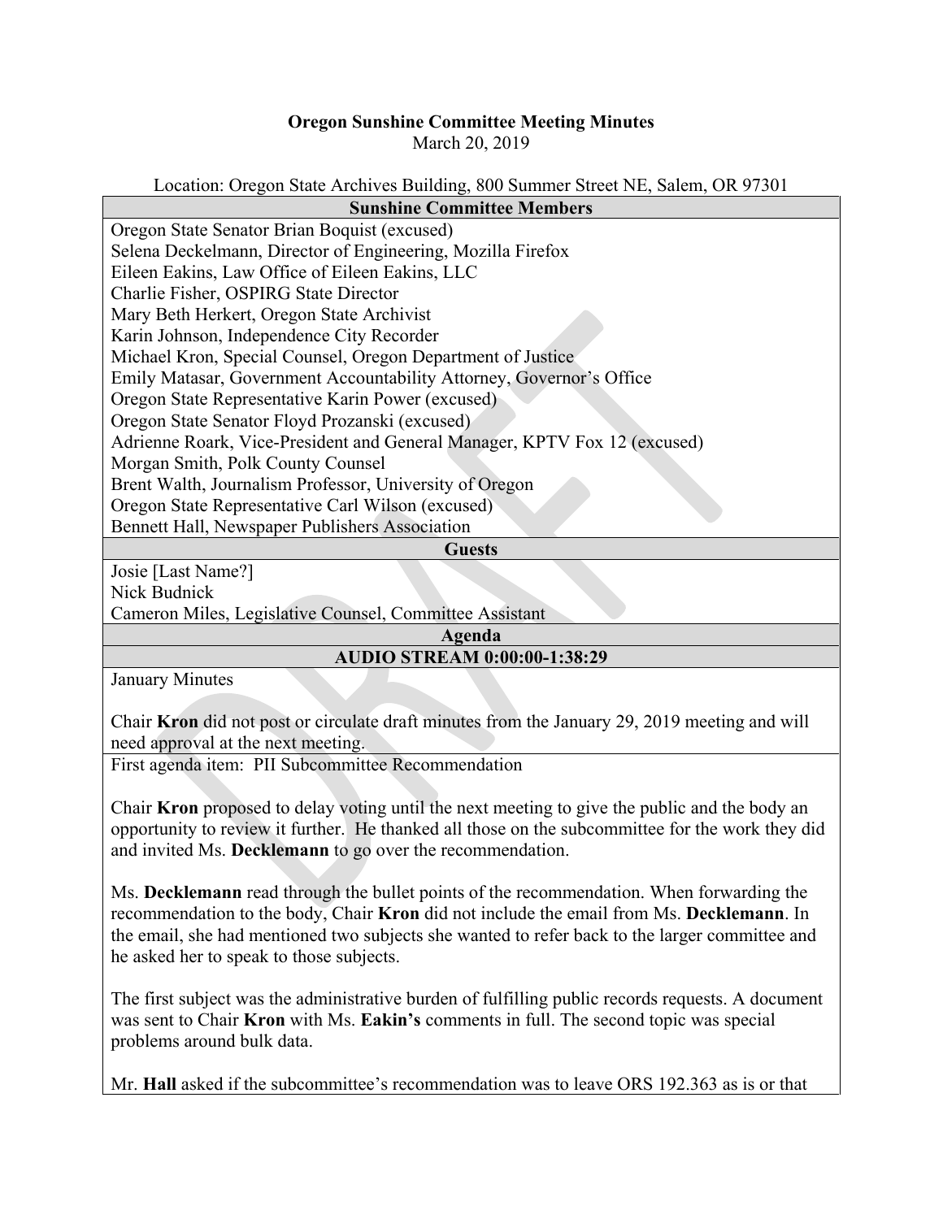# Oregon Sunshine Committee Meeting Minutes

March 20, 2019

Location: Oregon State Archives Building, 800 Summer Street NE, Salem, OR 97301

| Sunshine Committee Members |
|---|
| Oregon State Senator Brian Boquist (excused) |
| Selena Deckelmann, Director of Engineering, Mozilla Firefox |
| Eileen Eakins, Law Office of Eileen Eakins, LLC |
| Charlie Fisher, OSPIRG State Director |
| Mary Beth Herkert, Oregon State Archivist |
| Karin Johnson, Independence City Recorder |
| Michael Kron, Special Counsel, Oregon Department of Justice |
| Emily Matasar, Government Accountability Attorney, Governor's Office |
| Oregon State Representative Karin Power (excused) |
| Oregon State Senator Floyd Prozanski (excused) |
| Adrienne Roark, Vice-President and General Manager, KPTV Fox 12 (excused) |
| Morgan Smith, Polk County Counsel |
| Brent Walth, Journalism Professor, University of Oregon |
| Oregon State Representative Carl Wilson (excused) |
| Bennett Hall, Newspaper Publishers Association |
| **Guests** |
| Josie [Last Name?] |
| Nick Budnick |
| Cameron Miles, Legislative Counsel, Committee Assistant |
| **Agenda** |
| **AUDIO STREAM 0:00:00-1:38:29** |

January Minutes

Chair **Kron** did not post or circulate draft minutes from the January 29, 2019 meeting and will need approval at the next meeting.

First agenda item: PII Subcommittee Recommendation

Chair **Kron** proposed to delay voting until the next meeting to give the public and the body an opportunity to review it further. He thanked all those on the subcommittee for the work they did and invited Ms. **Decklemann** to go over the recommendation.

Ms. **Decklemann** read through the bullet points of the recommendation. When forwarding the recommendation to the body, Chair **Kron** did not include the email from Ms. **Decklemann**. In the email, she had mentioned two subjects she wanted to refer back to the larger committee and he asked her to speak to those subjects.

The first subject was the administrative burden of fulfilling public records requests. A document was sent to Chair **Kron** with Ms. **Eakin's** comments in full. The second topic was special problems around bulk data.

Mr. **Hall** asked if the subcommittee's recommendation was to leave ORS 192.363 as is or that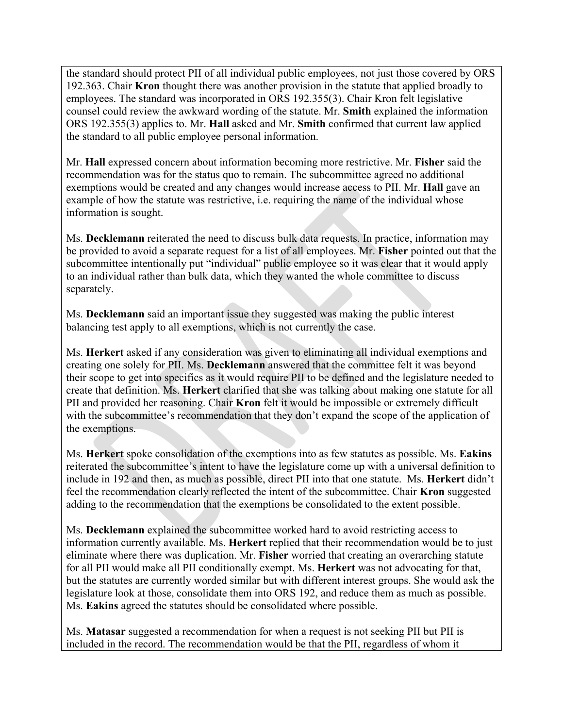the standard should protect PII of all individual public employees, not just those covered by ORS 192.363. Chair **Kron** thought there was another provision in the statute that applied broadly to employees. The standard was incorporated in ORS 192.355(3). Chair Kron felt legislative counsel could review the awkward wording of the statute. Mr. **Smith** explained the information ORS 192.355(3) applies to. Mr. **Hall** asked and Mr. **Smith** confirmed that current law applied the standard to all public employee personal information.

Mr. **Hall** expressed concern about information becoming more restrictive. Mr. **Fisher** said the recommendation was for the status quo to remain. The subcommittee agreed no additional exemptions would be created and any changes would increase access to PII. Mr. **Hall** gave an example of how the statute was restrictive, i.e. requiring the name of the individual whose information is sought.

Ms. **Decklemann** reiterated the need to discuss bulk data requests. In practice, information may be provided to avoid a separate request for a list of all employees. Mr. **Fisher** pointed out that the subcommittee intentionally put "individual" public employee so it was clear that it would apply to an individual rather than bulk data, which they wanted the whole committee to discuss separately.

Ms. **Decklemann** said an important issue they suggested was making the public interest balancing test apply to all exemptions, which is not currently the case.

Ms. **Herkert** asked if any consideration was given to eliminating all individual exemptions and creating one solely for PII. Ms. **Decklemann** answered that the committee felt it was beyond their scope to get into specifics as it would require PII to be defined and the legislature needed to create that definition. Ms. **Herkert** clarified that she was talking about making one statute for all PII and provided her reasoning. Chair **Kron** felt it would be impossible or extremely difficult with the subcommittee's recommendation that they don't expand the scope of the application of the exemptions.

Ms. **Herkert** spoke consolidation of the exemptions into as few statutes as possible. Ms. **Eakins** reiterated the subcommittee's intent to have the legislature come up with a universal definition to include in 192 and then, as much as possible, direct PII into that one statute. Ms. **Herkert** didn't feel the recommendation clearly reflected the intent of the subcommittee. Chair **Kron** suggested adding to the recommendation that the exemptions be consolidated to the extent possible.

Ms. **Decklemann** explained the subcommittee worked hard to avoid restricting access to information currently available. Ms. **Herkert** replied that their recommendation would be to just eliminate where there was duplication. Mr. **Fisher** worried that creating an overarching statute for all PII would make all PII conditionally exempt. Ms. **Herkert** was not advocating for that, but the statutes are currently worded similar but with different interest groups. She would ask the legislature look at those, consolidate them into ORS 192, and reduce them as much as possible. Ms. **Eakins** agreed the statutes should be consolidated where possible.

Ms. **Matasar** suggested a recommendation for when a request is not seeking PII but PII is included in the record. The recommendation would be that the PII, regardless of whom it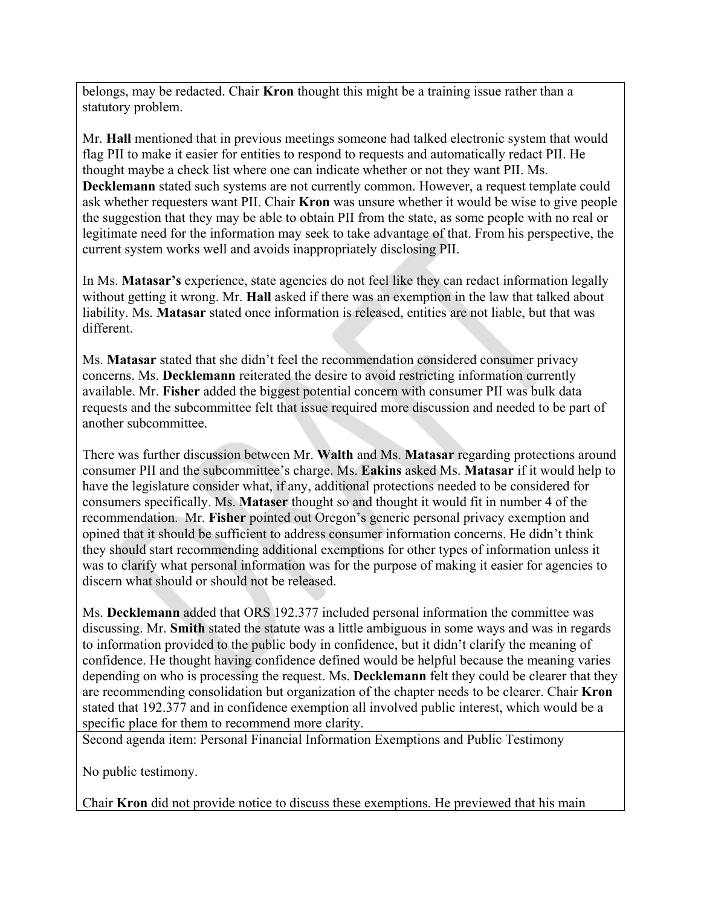belongs, may be redacted. Chair **Kron** thought this might be a training issue rather than a statutory problem.

Mr. **Hall** mentioned that in previous meetings someone had talked electronic system that would flag PII to make it easier for entities to respond to requests and automatically redact PII. He thought maybe a check list where one can indicate whether or not they want PII. Ms. **Decklemann** stated such systems are not currently common. However, a request template could ask whether requesters want PII. Chair **Kron** was unsure whether it would be wise to give people the suggestion that they may be able to obtain PII from the state, as some people with no real or legitimate need for the information may seek to take advantage of that. From his perspective, the current system works well and avoids inappropriately disclosing PII.

In Ms. **Matasar's** experience, state agencies do not feel like they can redact information legally without getting it wrong. Mr. **Hall** asked if there was an exemption in the law that talked about liability. Ms. **Matasar** stated once information is released, entities are not liable, but that was different.

Ms. **Matasar** stated that she didn't feel the recommendation considered consumer privacy concerns. Ms. **Decklemann** reiterated the desire to avoid restricting information currently available. Mr. **Fisher** added the biggest potential concern with consumer PII was bulk data requests and the subcommittee felt that issue required more discussion and needed to be part of another subcommittee.

There was further discussion between Mr. **Walth** and Ms. **Matasar** regarding protections around consumer PII and the subcommittee's charge. Ms. **Eakins** asked Ms. **Matasar** if it would help to have the legislature consider what, if any, additional protections needed to be considered for consumers specifically. Ms. **Mataser** thought so and thought it would fit in number 4 of the recommendation. Mr. **Fisher** pointed out Oregon's generic personal privacy exemption and opined that it should be sufficient to address consumer information concerns. He didn't think they should start recommending additional exemptions for other types of information unless it was to clarify what personal information was for the purpose of making it easier for agencies to discern what should or should not be released.

Ms. **Decklemann** added that ORS 192.377 included personal information the committee was discussing. Mr. **Smith** stated the statute was a little ambiguous in some ways and was in regards to information provided to the public body in confidence, but it didn't clarify the meaning of confidence. He thought having confidence defined would be helpful because the meaning varies depending on who is processing the request. Ms. **Decklemann** felt they could be clearer that they are recommending consolidation but organization of the chapter needs to be clearer. Chair **Kron** stated that 192.377 and in confidence exemption all involved public interest, which would be a specific place for them to recommend more clarity.

Second agenda item: Personal Financial Information Exemptions and Public Testimony

No public testimony.

Chair **Kron** did not provide notice to discuss these exemptions. He previewed that his main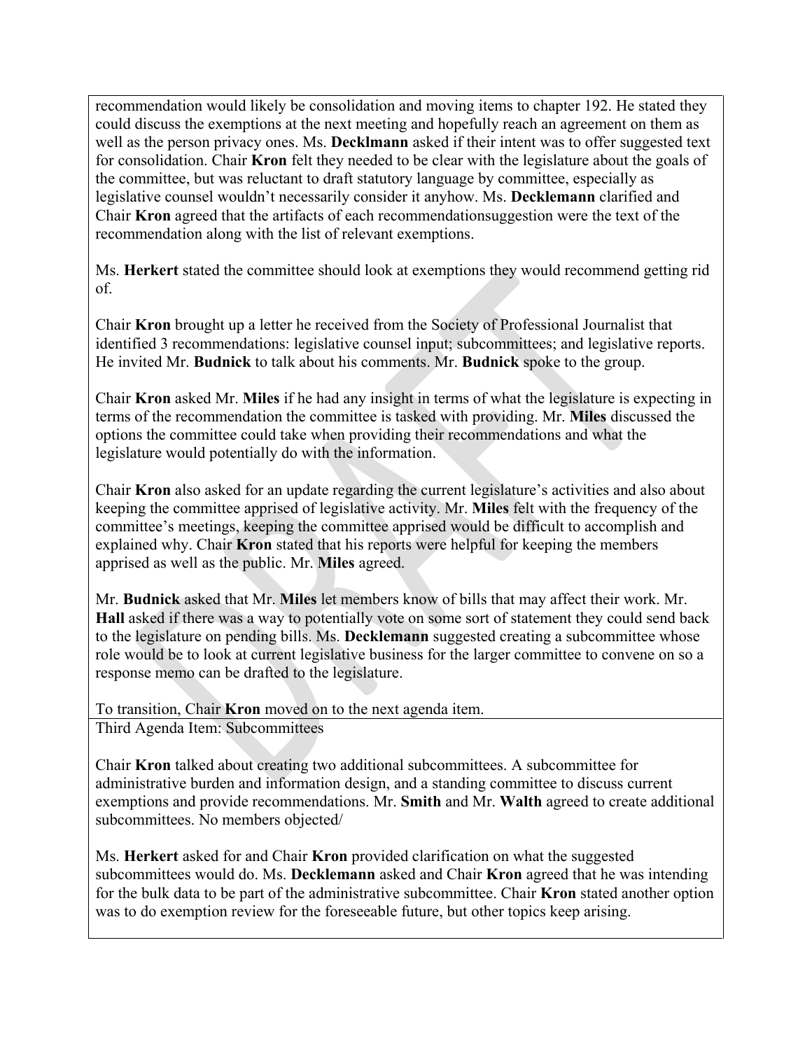recommendation would likely be consolidation and moving items to chapter 192. He stated they could discuss the exemptions at the next meeting and hopefully reach an agreement on them as well as the person privacy ones. Ms. **Decklmann** asked if their intent was to offer suggested text for consolidation. Chair **Kron** felt they needed to be clear with the legislature about the goals of the committee, but was reluctant to draft statutory language by committee, especially as legislative counsel wouldn't necessarily consider it anyhow. Ms. **Decklemann** clarified and Chair **Kron** agreed that the artifacts of each recommendationsuggestion were the text of the recommendation along with the list of relevant exemptions.

Ms. **Herkert** stated the committee should look at exemptions they would recommend getting rid of.

Chair **Kron** brought up a letter he received from the Society of Professional Journalist that identified 3 recommendations: legislative counsel input; subcommittees; and legislative reports. He invited Mr. **Budnick** to talk about his comments. Mr. **Budnick** spoke to the group.

Chair **Kron** asked Mr. **Miles** if he had any insight in terms of what the legislature is expecting in terms of the recommendation the committee is tasked with providing. Mr. **Miles** discussed the options the committee could take when providing their recommendations and what the legislature would potentially do with the information.

Chair **Kron** also asked for an update regarding the current legislature's activities and also about keeping the committee apprised of legislative activity. Mr. **Miles** felt with the frequency of the committee's meetings, keeping the committee apprised would be difficult to accomplish and explained why. Chair **Kron** stated that his reports were helpful for keeping the members apprised as well as the public. Mr. **Miles** agreed.

Mr. **Budnick** asked that Mr. **Miles** let members know of bills that may affect their work. Mr. **Hall** asked if there was a way to potentially vote on some sort of statement they could send back to the legislature on pending bills. Ms. **Decklemann** suggested creating a subcommittee whose role would be to look at current legislative business for the larger committee to convene on so a response memo can be drafted to the legislature.

To transition, Chair **Kron** moved on to the next agenda item.

Third Agenda Item: Subcommittees

Chair **Kron** talked about creating two additional subcommittees. A subcommittee for administrative burden and information design, and a standing committee to discuss current exemptions and provide recommendations. Mr. **Smith** and Mr. **Walth** agreed to create additional subcommittees. No members objected/

Ms. **Herkert** asked for and Chair **Kron** provided clarification on what the suggested subcommittees would do. Ms. **Decklemann** asked and Chair **Kron** agreed that he was intending for the bulk data to be part of the administrative subcommittee. Chair **Kron** stated another option was to do exemption review for the foreseeable future, but other topics keep arising.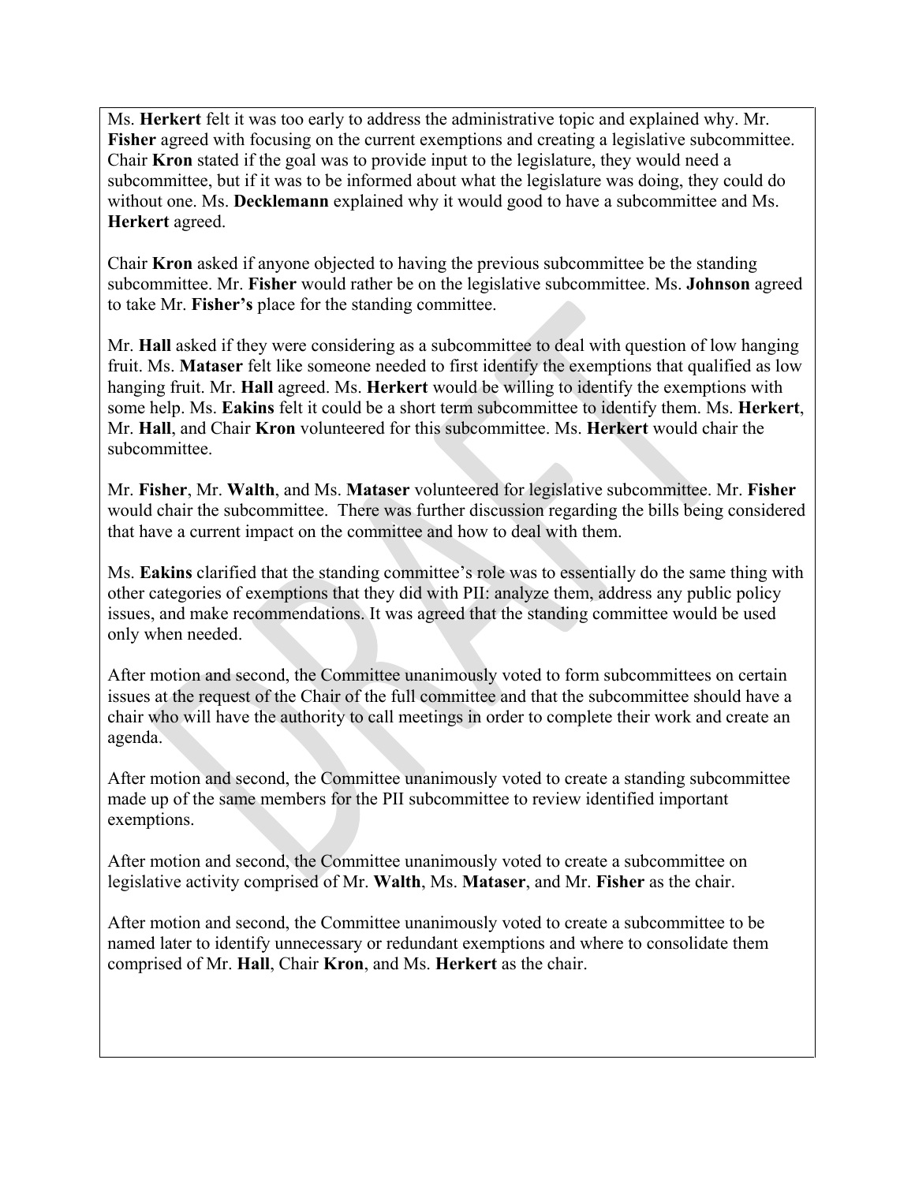Ms. **Herkert** felt it was too early to address the administrative topic and explained why. Mr. **Fisher** agreed with focusing on the current exemptions and creating a legislative subcommittee. Chair **Kron** stated if the goal was to provide input to the legislature, they would need a subcommittee, but if it was to be informed about what the legislature was doing, they could do without one. Ms. **Decklemann** explained why it would good to have a subcommittee and Ms. **Herkert** agreed.

Chair **Kron** asked if anyone objected to having the previous subcommittee be the standing subcommittee. Mr. **Fisher** would rather be on the legislative subcommittee. Ms. **Johnson** agreed to take Mr. **Fisher's** place for the standing committee.

Mr. **Hall** asked if they were considering as a subcommittee to deal with question of low hanging fruit. Ms. **Mataser** felt like someone needed to first identify the exemptions that qualified as low hanging fruit. Mr. **Hall** agreed. Ms. **Herkert** would be willing to identify the exemptions with some help. Ms. **Eakins** felt it could be a short term subcommittee to identify them. Ms. **Herkert**, Mr. **Hall**, and Chair **Kron** volunteered for this subcommittee. Ms. **Herkert** would chair the subcommittee.

Mr. **Fisher**, Mr. **Walth**, and Ms. **Mataser** volunteered for legislative subcommittee. Mr. **Fisher** would chair the subcommittee. There was further discussion regarding the bills being considered that have a current impact on the committee and how to deal with them.

Ms. **Eakins** clarified that the standing committee's role was to essentially do the same thing with other categories of exemptions that they did with PII: analyze them, address any public policy issues, and make recommendations. It was agreed that the standing committee would be used only when needed.

After motion and second, the Committee unanimously voted to form subcommittees on certain issues at the request of the Chair of the full committee and that the subcommittee should have a chair who will have the authority to call meetings in order to complete their work and create an agenda.

After motion and second, the Committee unanimously voted to create a standing subcommittee made up of the same members for the PII subcommittee to review identified important exemptions.

After motion and second, the Committee unanimously voted to create a subcommittee on legislative activity comprised of Mr. **Walth**, Ms. **Mataser**, and Mr. **Fisher** as the chair.

After motion and second, the Committee unanimously voted to create a subcommittee to be named later to identify unnecessary or redundant exemptions and where to consolidate them comprised of Mr. **Hall**, Chair **Kron**, and Ms. **Herkert** as the chair.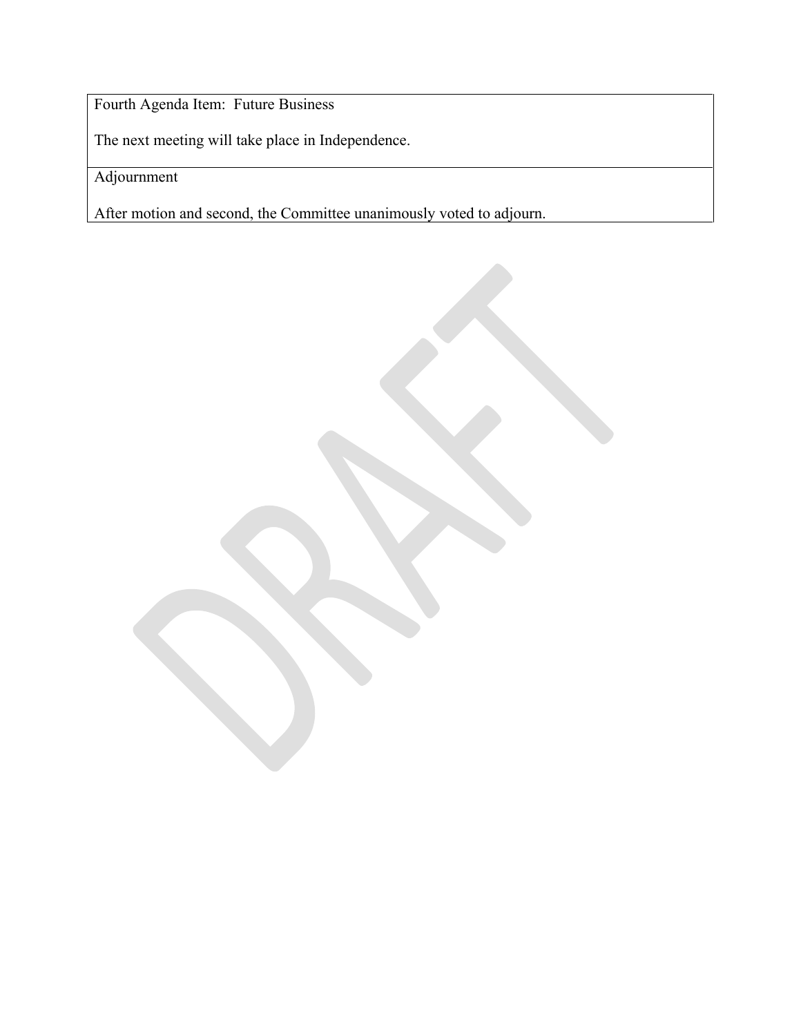| |
|---|
| Fourth Agenda Item:  Future Business<br><br>The next meeting will take place in Independence. |
| Adjournment<br><br>After motion and second, the Committee unanimously voted to adjourn. |

DRAFT